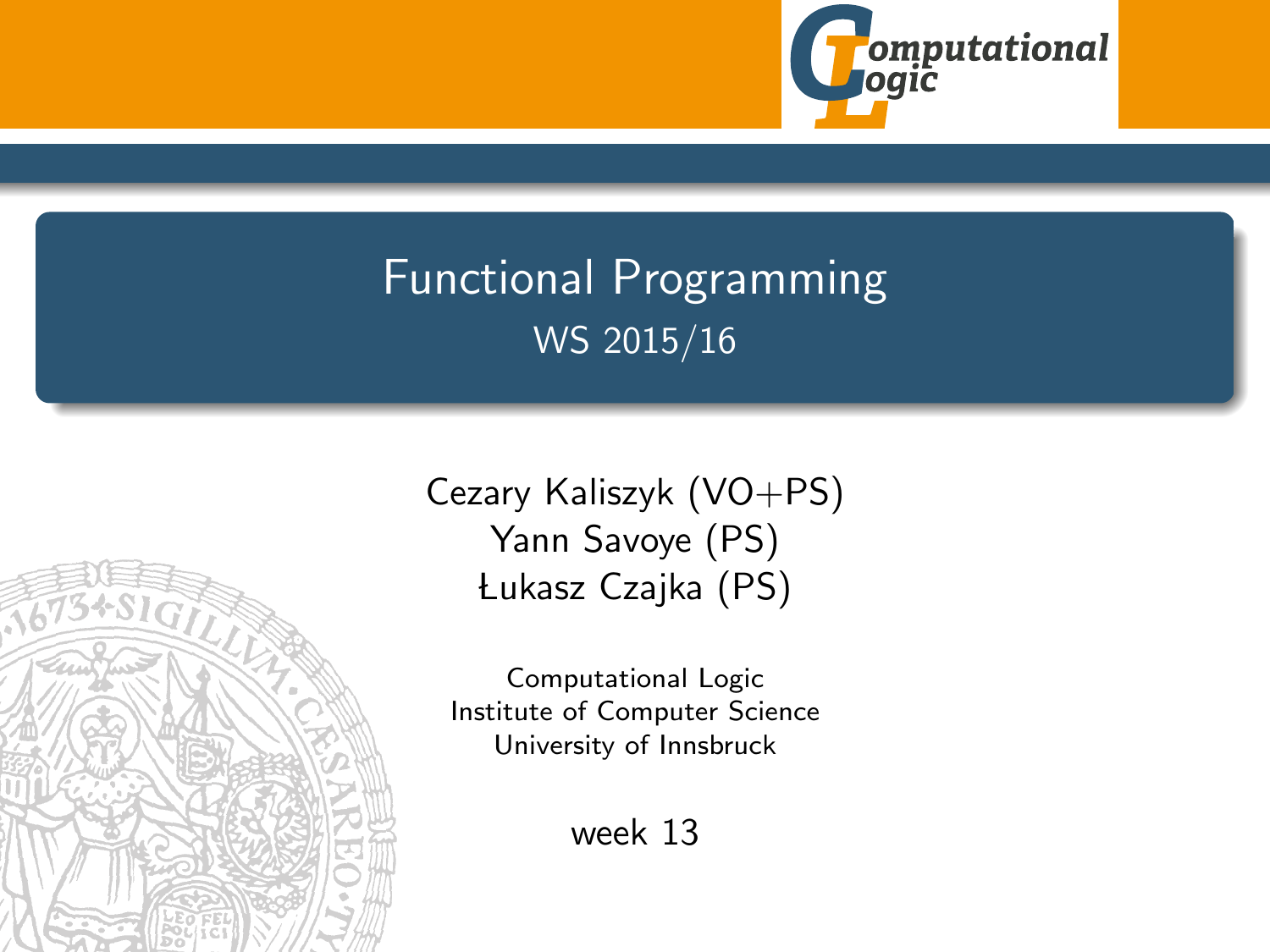# Functional Programming

WS 2015/16

Cezary Kaliszyk (VO+PS)
Yann Savoye (PS)
Łukasz Czajka (PS)

Computational Logic
Institute of Computer Science
University of Innsbruck

week 13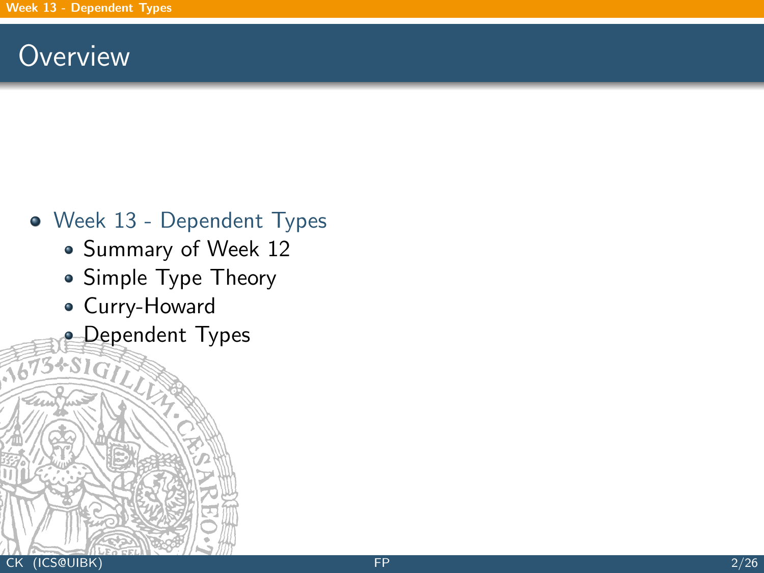# Overview

- Week 13 - Dependent Types
  - Summary of Week 12
  - Simple Type Theory
  - Curry-Howard
  - Dependent Types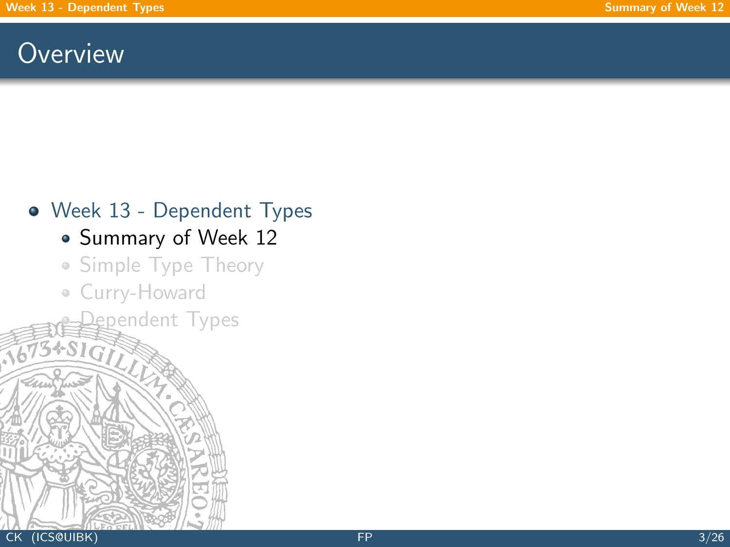# Overview

- Week 13 - Dependent Types
  - Summary of Week 12
  - Simple Type Theory
  - Curry-Howard
  - Dependent Types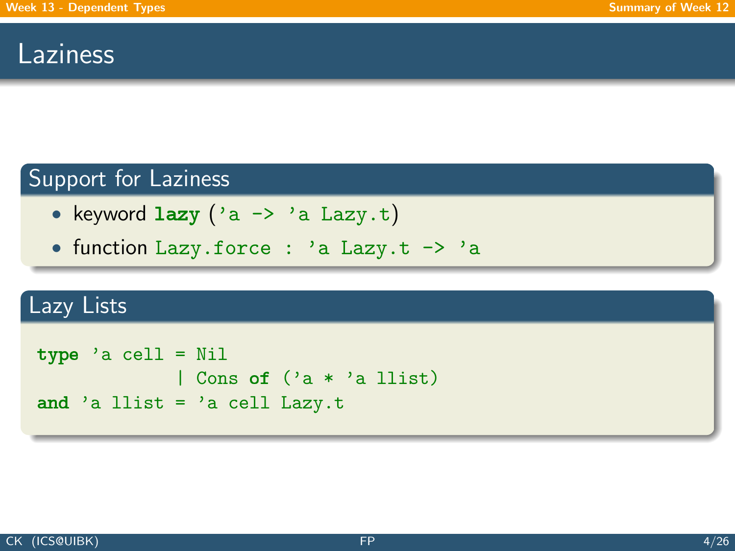# Laziness

## Support for Laziness

- keyword **`lazy`** (`'a -> 'a Lazy.t`)
- function `Lazy.force : 'a Lazy.t -> 'a`

## Lazy Lists

```
type 'a cell = Nil
             | Cons of ('a * 'a llist)
and 'a llist = 'a cell Lazy.t
```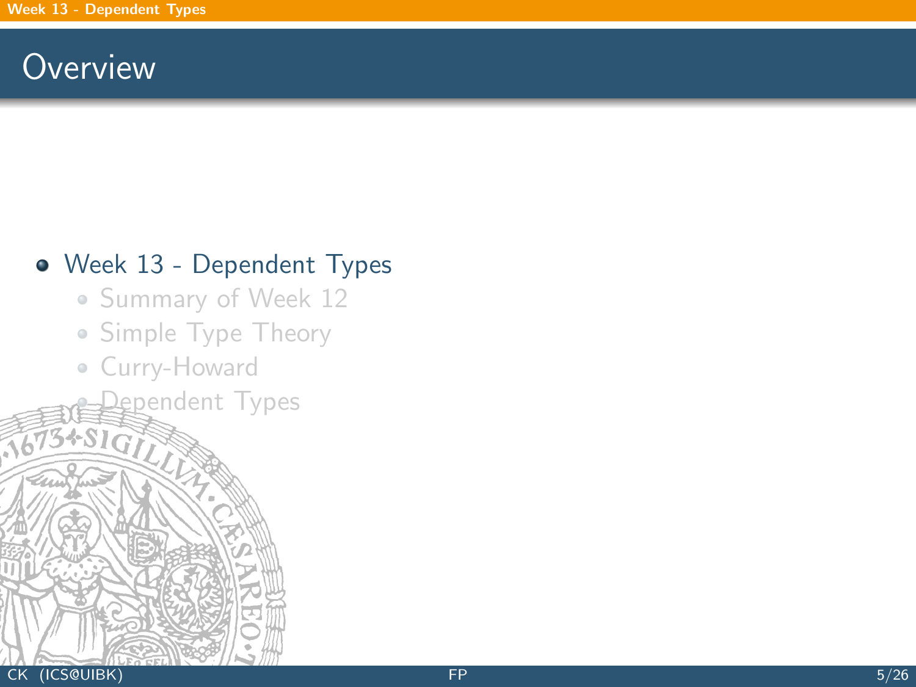# Overview

- Week 13 - Dependent Types
  - Summary of Week 12
  - Simple Type Theory
  - Curry-Howard
  - Dependent Types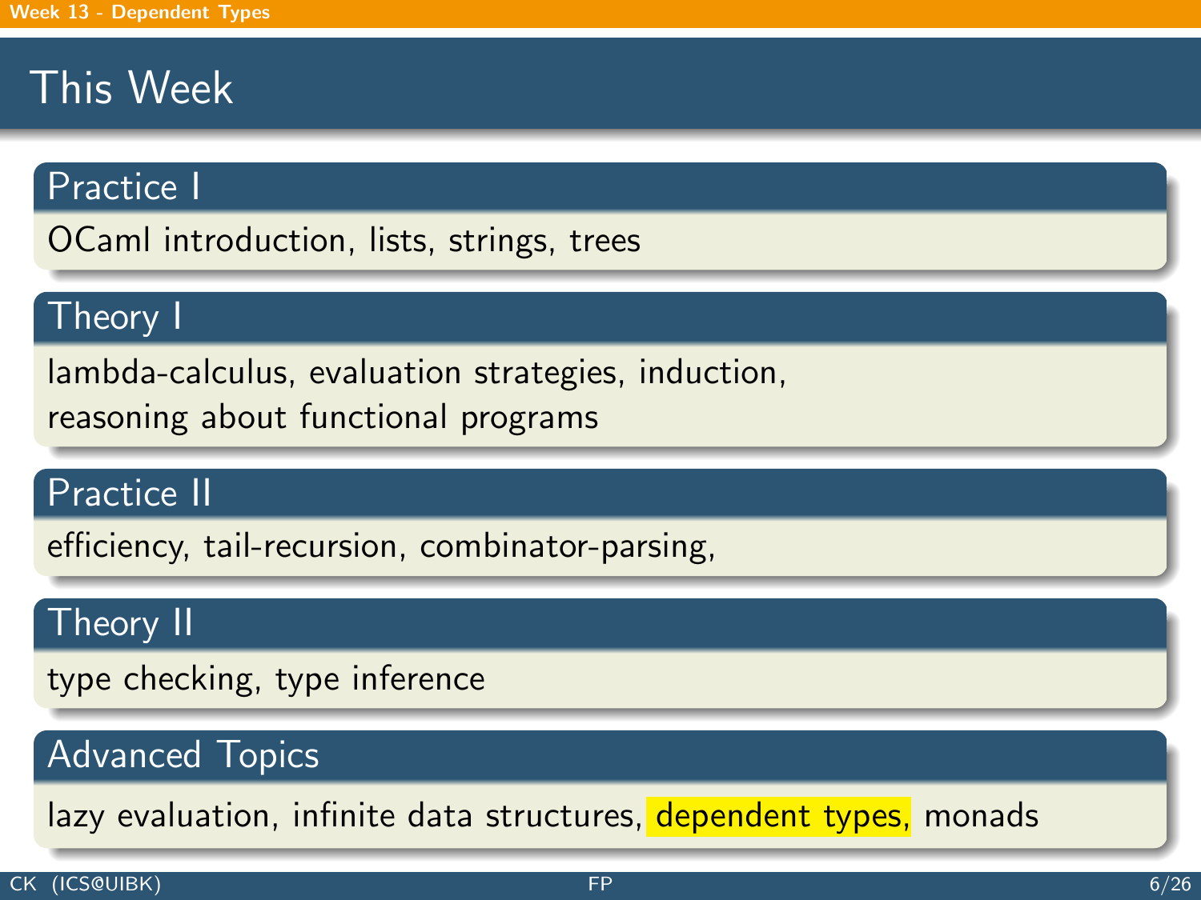# This Week

## Practice I

OCaml introduction, lists, strings, trees

## Theory I

lambda-calculus, evaluation strategies, induction,
reasoning about functional programs

## Practice II

efficiency, tail-recursion, combinator-parsing,

## Theory II

type checking, type inference

## Advanced Topics

lazy evaluation, infinite data structures, dependent types, monads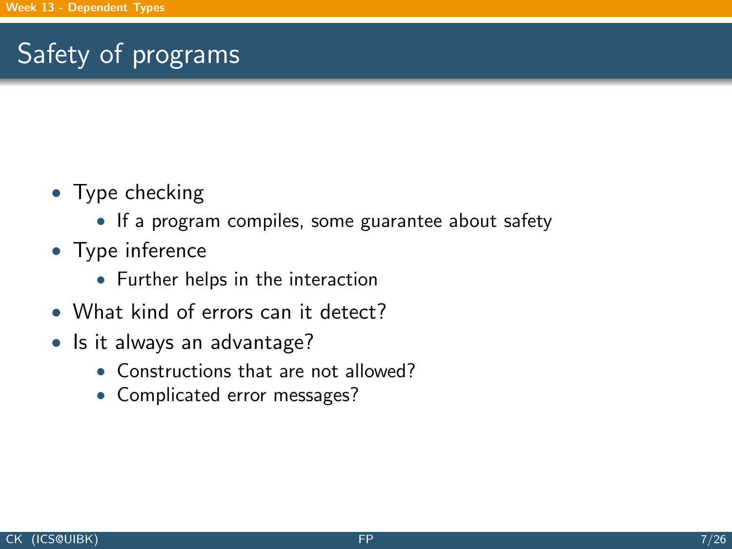# Safety of programs

- Type checking
  - If a program compiles, some guarantee about safety
- Type inference
  - Further helps in the interaction
- What kind of errors can it detect?
- Is it always an advantage?
  - Constructions that are not allowed?
  - Complicated error messages?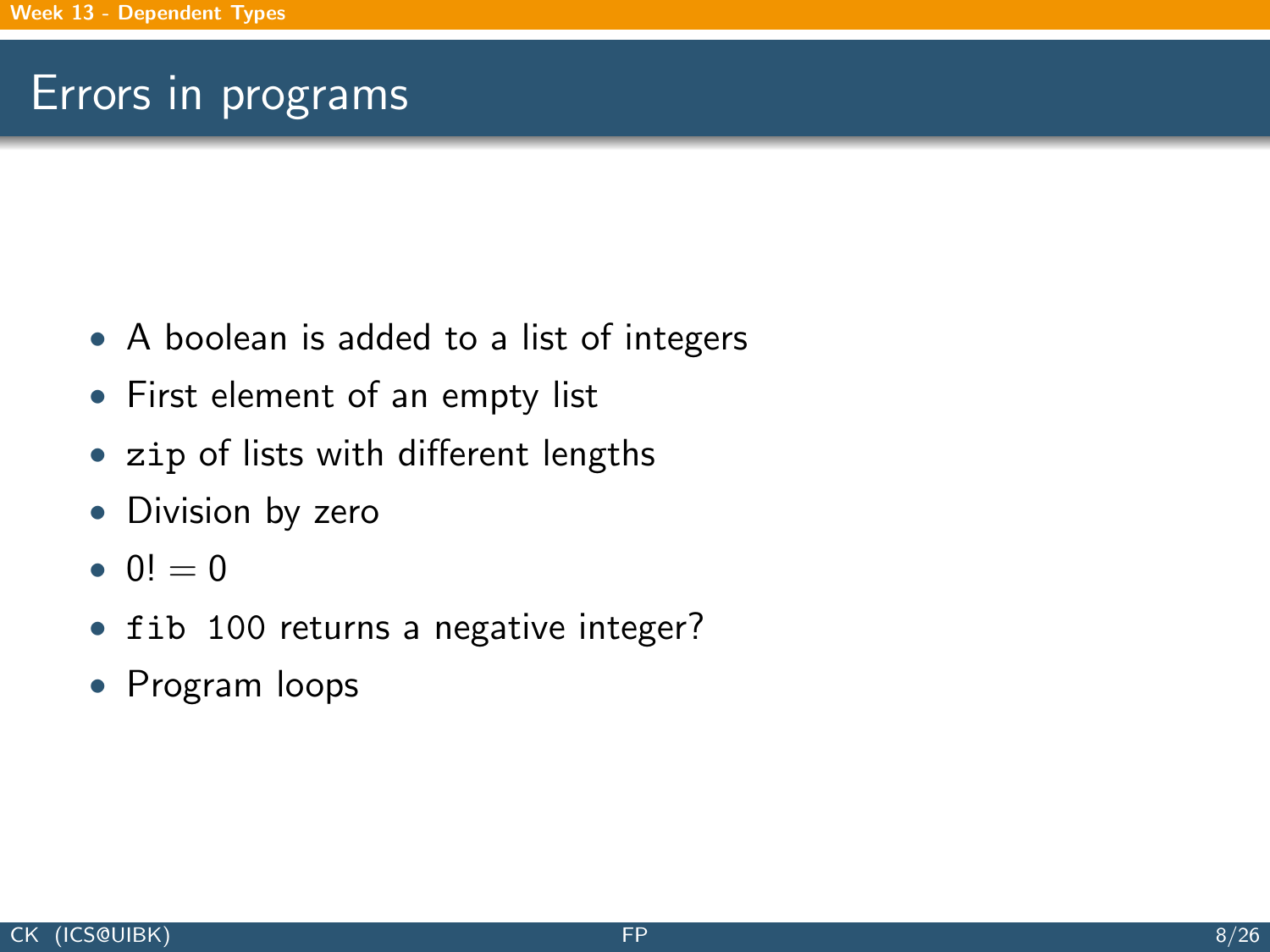# Errors in programs

- A boolean is added to a list of integers
- First element of an empty list
- `zip` of lists with different lengths
- Division by zero
- $0! = 0$
- `fib 100` returns a negative integer?
- Program loops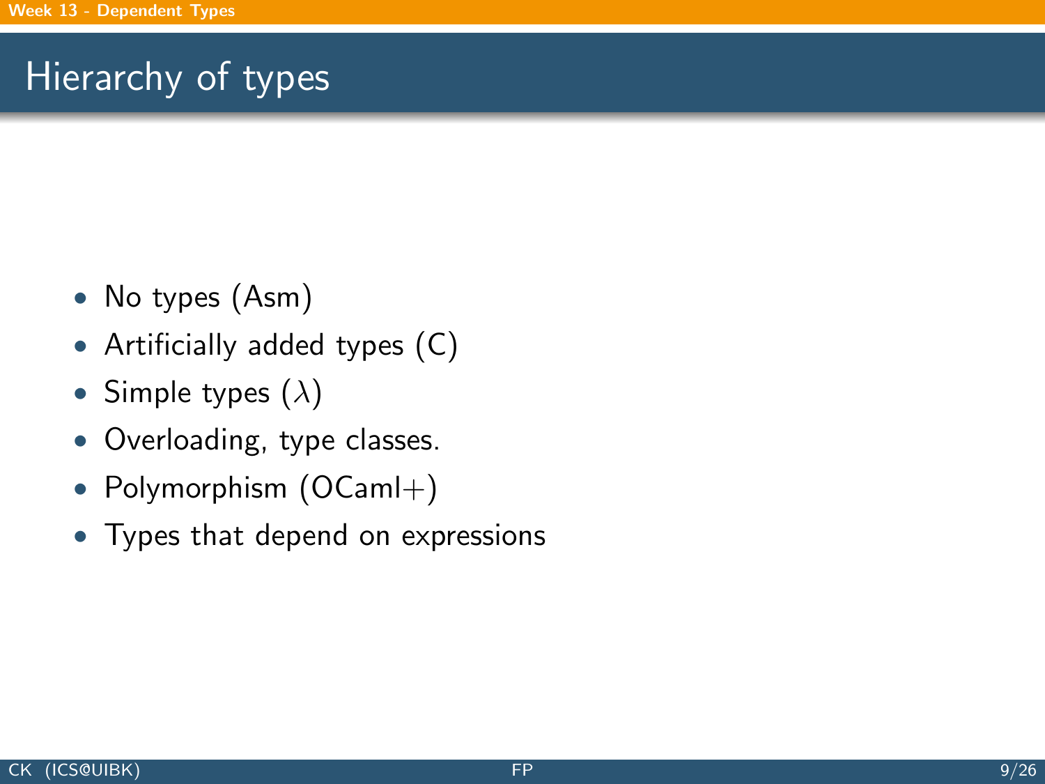# Hierarchy of types

- No types (Asm)
- Artificially added types (C)
- Simple types ($\lambda$)
- Overloading, type classes.
- Polymorphism (OCaml+)
- Types that depend on expressions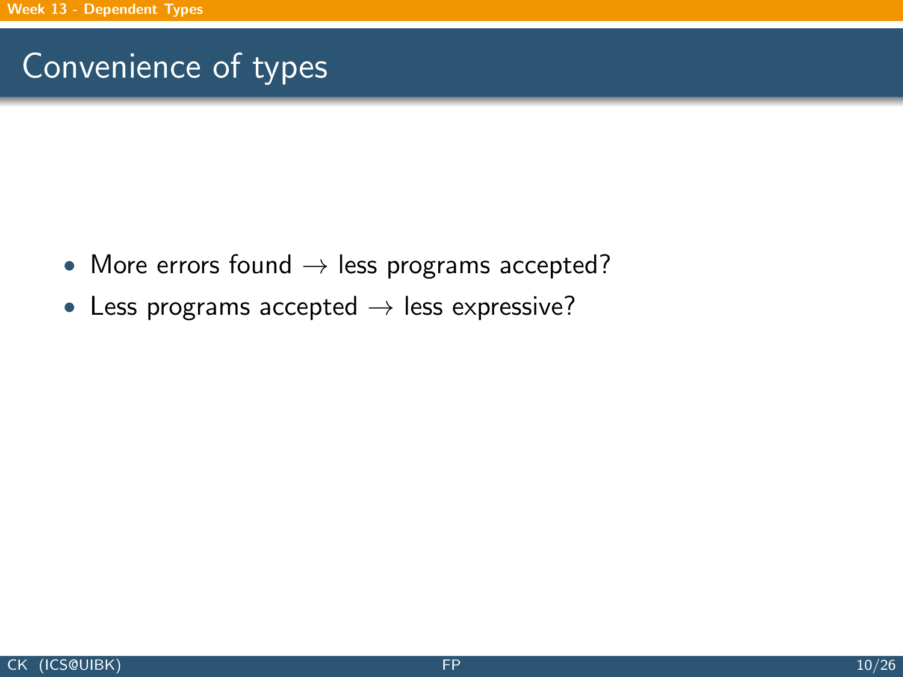# Convenience of types

- More errors found $\rightarrow$ less programs accepted?
- Less programs accepted $\rightarrow$ less expressive?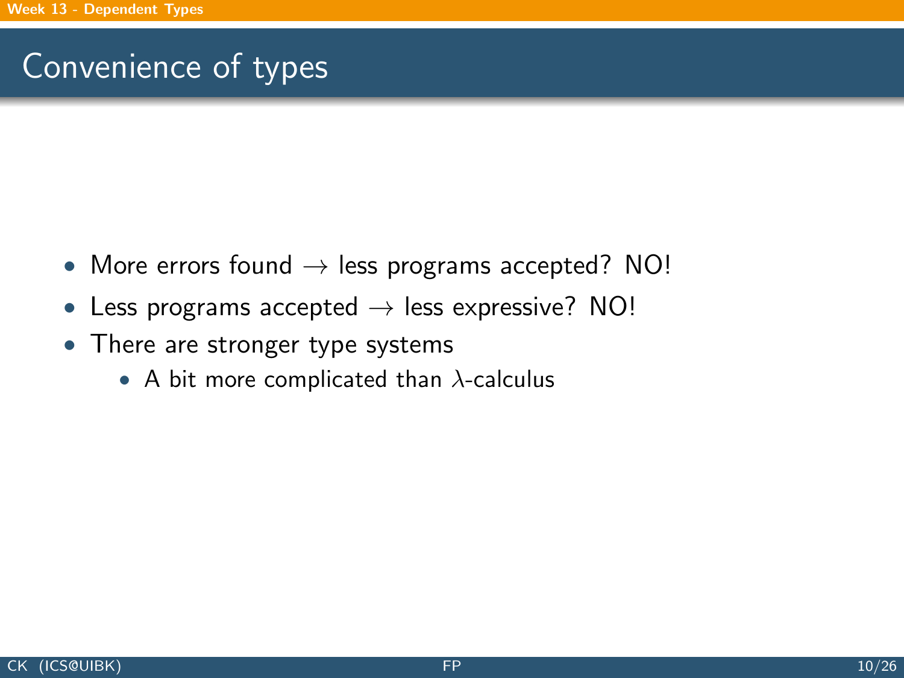# Convenience of types

- More errors found $\rightarrow$ less programs accepted? NO!
- Less programs accepted $\rightarrow$ less expressive? NO!
- There are stronger type systems
  - A bit more complicated than $\lambda$-calculus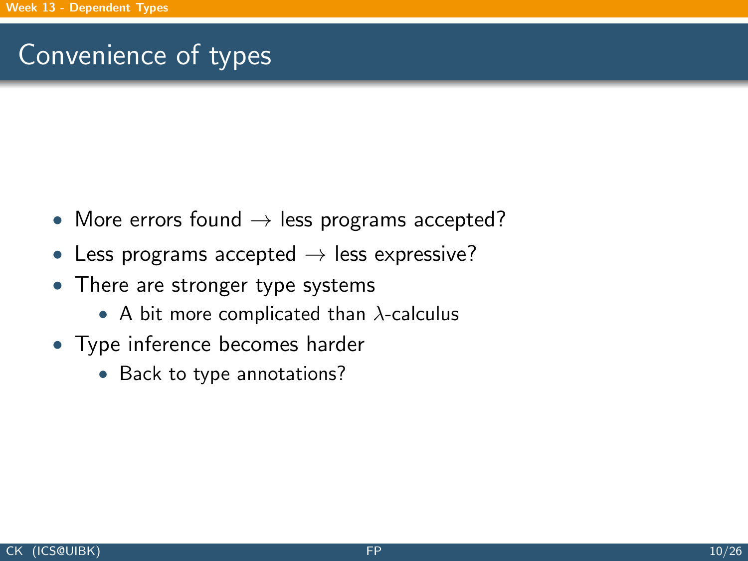# Convenience of types

- More errors found $\rightarrow$ less programs accepted?
- Less programs accepted $\rightarrow$ less expressive?
- There are stronger type systems
  - A bit more complicated than $\lambda$-calculus
- Type inference becomes harder
  - Back to type annotations?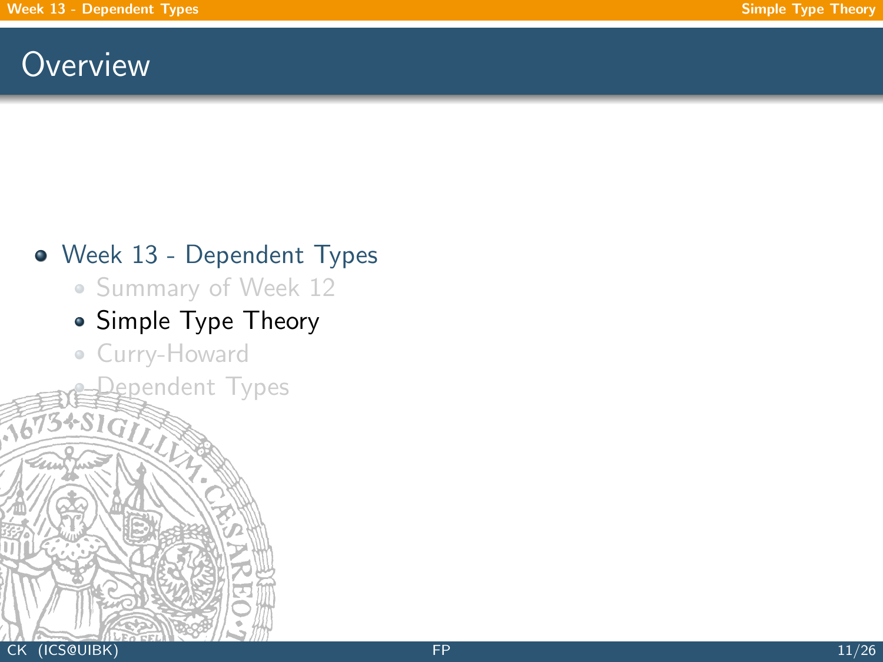# Overview

- Week 13 - Dependent Types
  - Summary of Week 12
  - Simple Type Theory
  - Curry-Howard
  - Dependent Types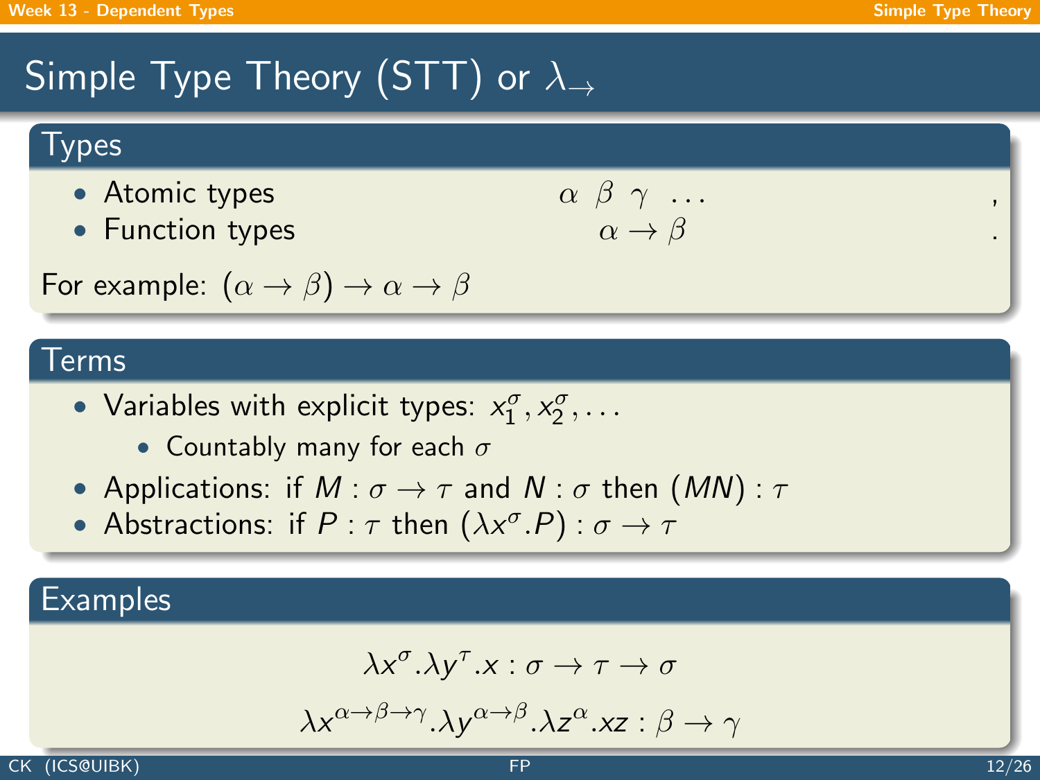# Simple Type Theory (STT) or $\lambda_{\rightarrow}$

## Types

- Atomic types $\alpha \;\; \beta \;\; \gamma \;\; \ldots$ ,
- Function types $\alpha \to \beta$ .

For example: $(\alpha \to \beta) \to \alpha \to \beta$

## Terms

- Variables with explicit types: $x_1^\sigma, x_2^\sigma, \ldots$
  - Countably many for each $\sigma$
- Applications: if $M : \sigma \to \tau$ and $N : \sigma$ then $(MN) : \tau$
- Abstractions: if $P : \tau$ then $(\lambda x^\sigma . P) : \sigma \to \tau$

## Examples

$$\lambda x^\sigma . \lambda y^\tau . x : \sigma \to \tau \to \sigma$$

$$\lambda x^{\alpha \to \beta \to \gamma} . \lambda y^{\alpha \to \beta} . \lambda z^\alpha . xz : \beta \to \gamma$$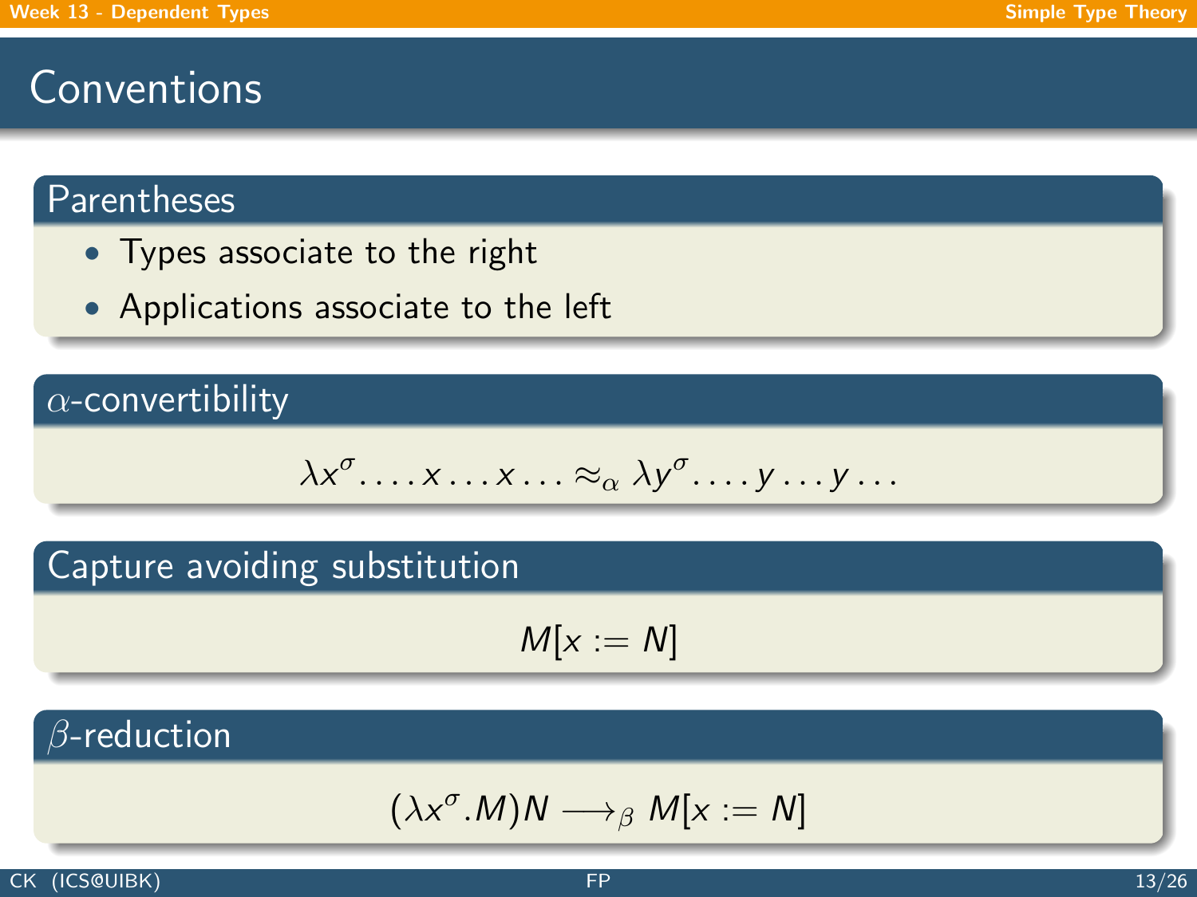# Conventions

## Parentheses

- Types associate to the right
- Applications associate to the left

## $\alpha$-convertibility

$$\lambda x^\sigma . \ldots x \ldots x \ldots \approx_\alpha \lambda y^\sigma . \ldots y \ldots y \ldots$$

## Capture avoiding substitution

$$M[x := N]$$

## $\beta$-reduction

$$(\lambda x^\sigma . M) N \longrightarrow_\beta M[x := N]$$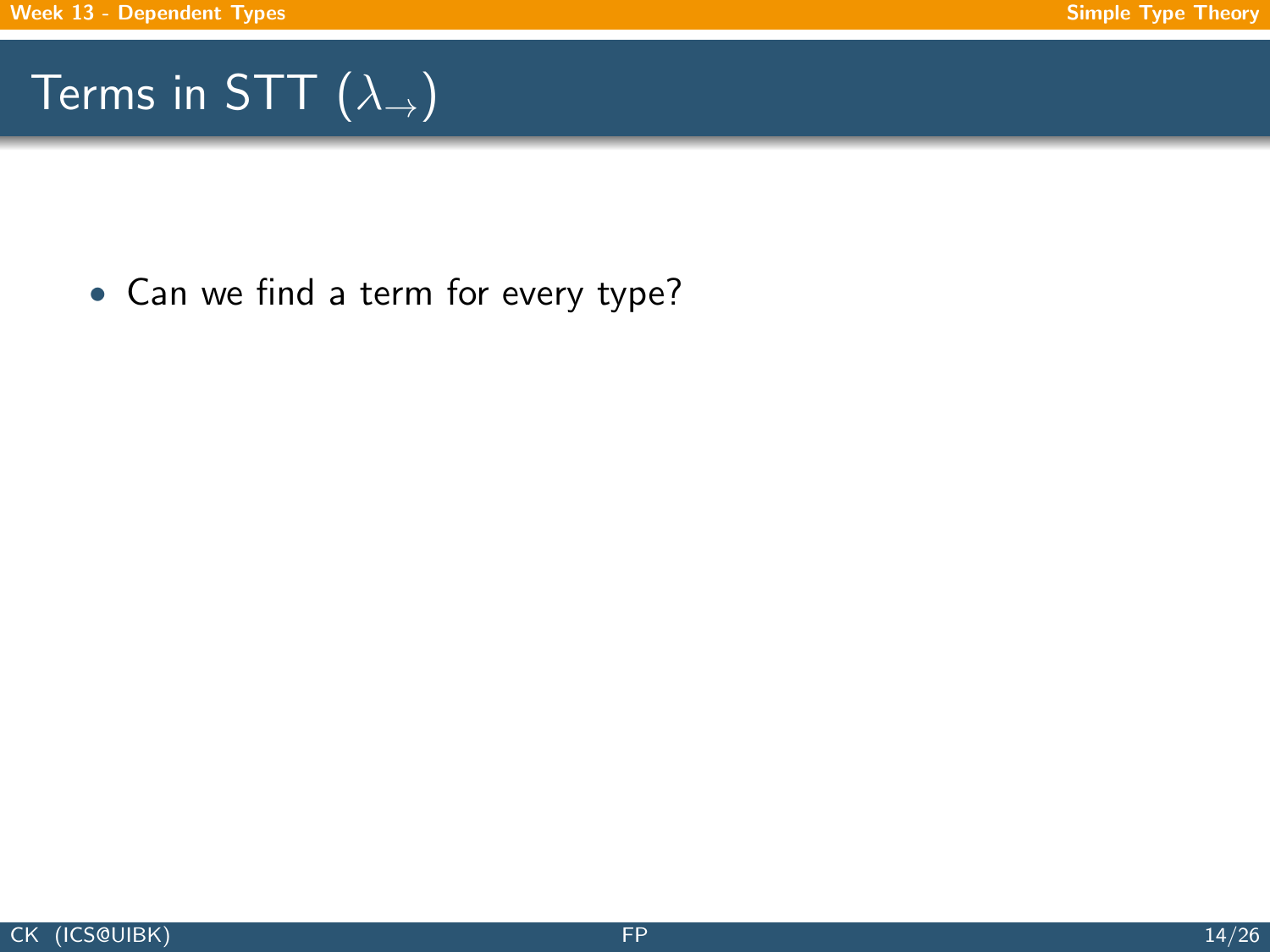# Terms in STT ($\lambda_{\rightarrow}$)

- Can we find a term for every type?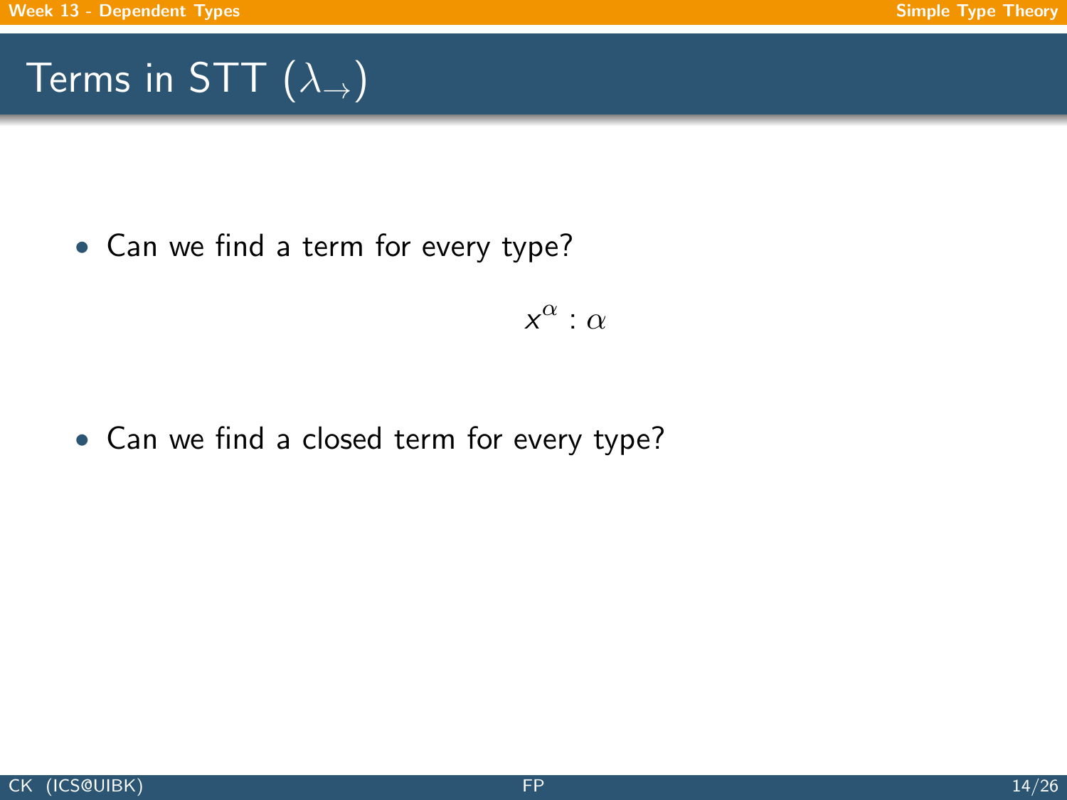# Terms in STT ($\lambda_{\rightarrow}$)

- Can we find a term for every type?

$$x^{\alpha} : \alpha$$

- Can we find a closed term for every type?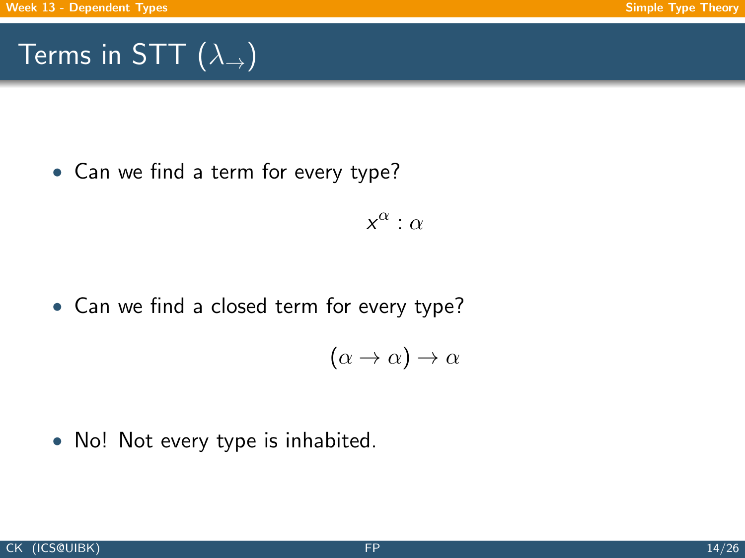# Terms in STT ($\lambda_{\to}$)

- Can we find a term for every type?

$$x^{\alpha} : \alpha$$

- Can we find a closed term for every type?

$$(\alpha \to \alpha) \to \alpha$$

- No! Not every type is inhabited.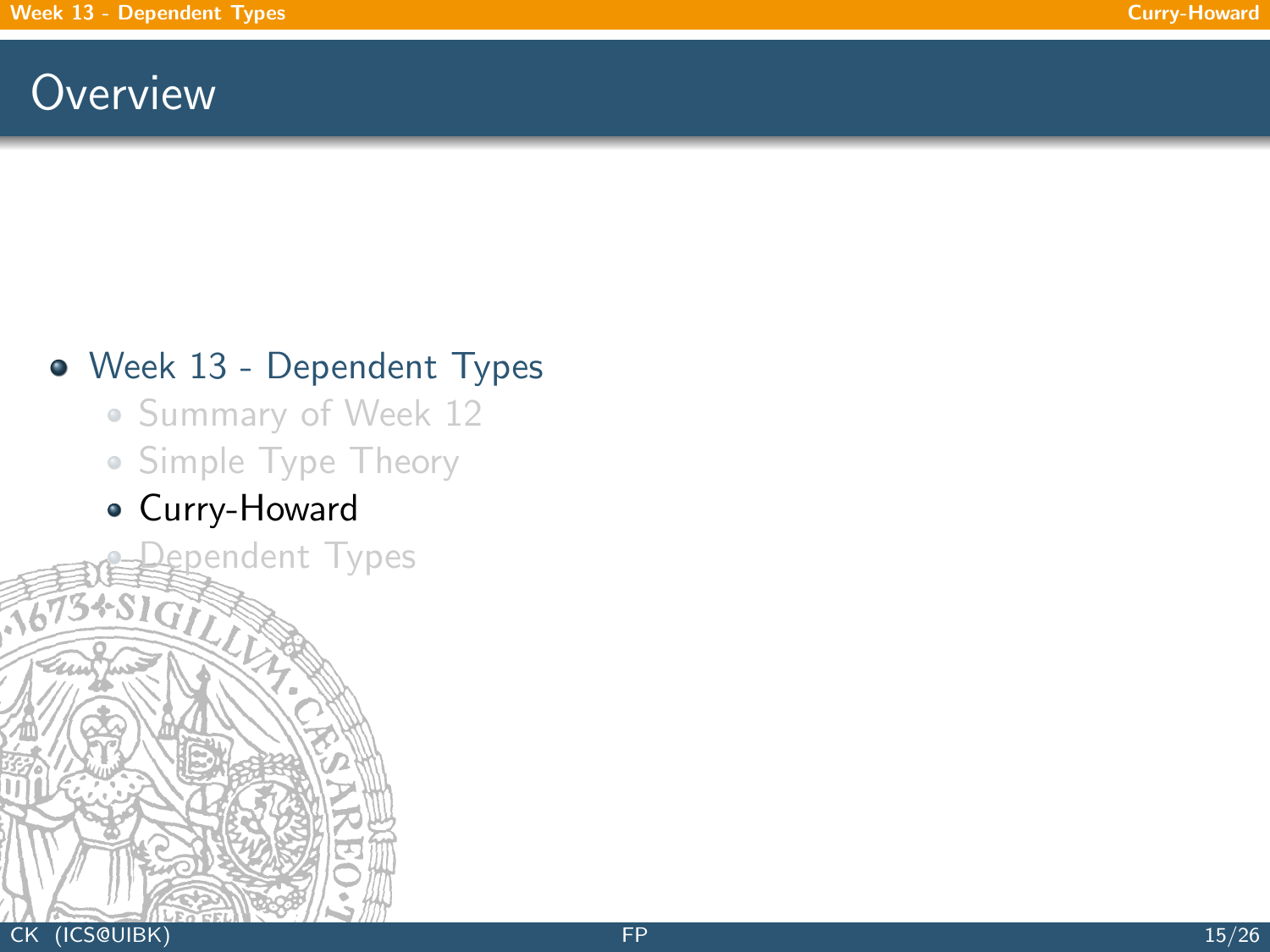# Overview

- Week 13 - Dependent Types
  - Summary of Week 12
  - Simple Type Theory
  - Curry-Howard
  - Dependent Types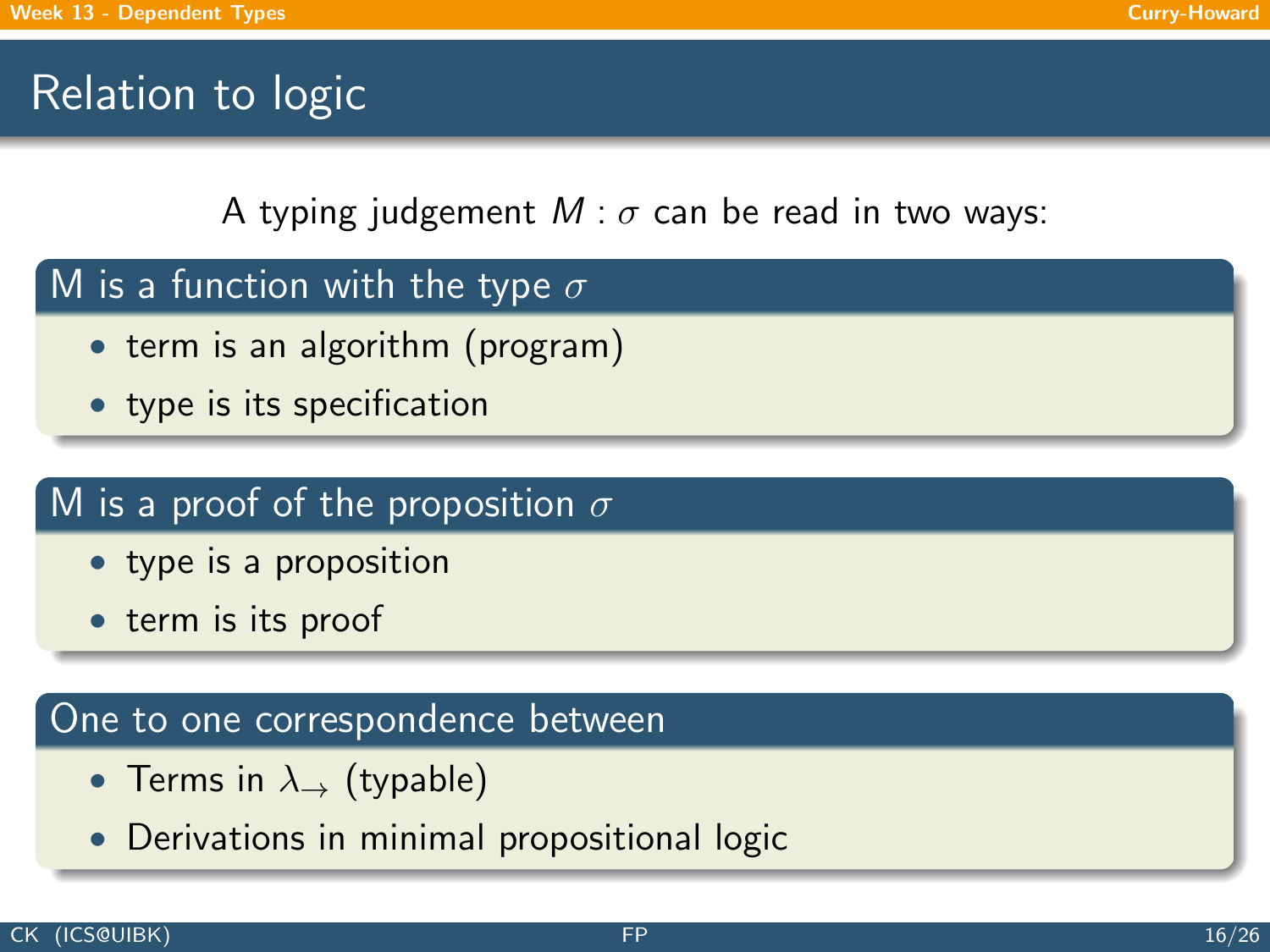# Relation to logic

A typing judgement $M : \sigma$ can be read in two ways:

### M is a function with the type $\sigma$

- term is an algorithm (program)
- type is its specification

### M is a proof of the proposition $\sigma$

- type is a proposition
- term is its proof

### One to one correspondence between

- Terms in $\lambda_{\rightarrow}$ (typable)
- Derivations in minimal propositional logic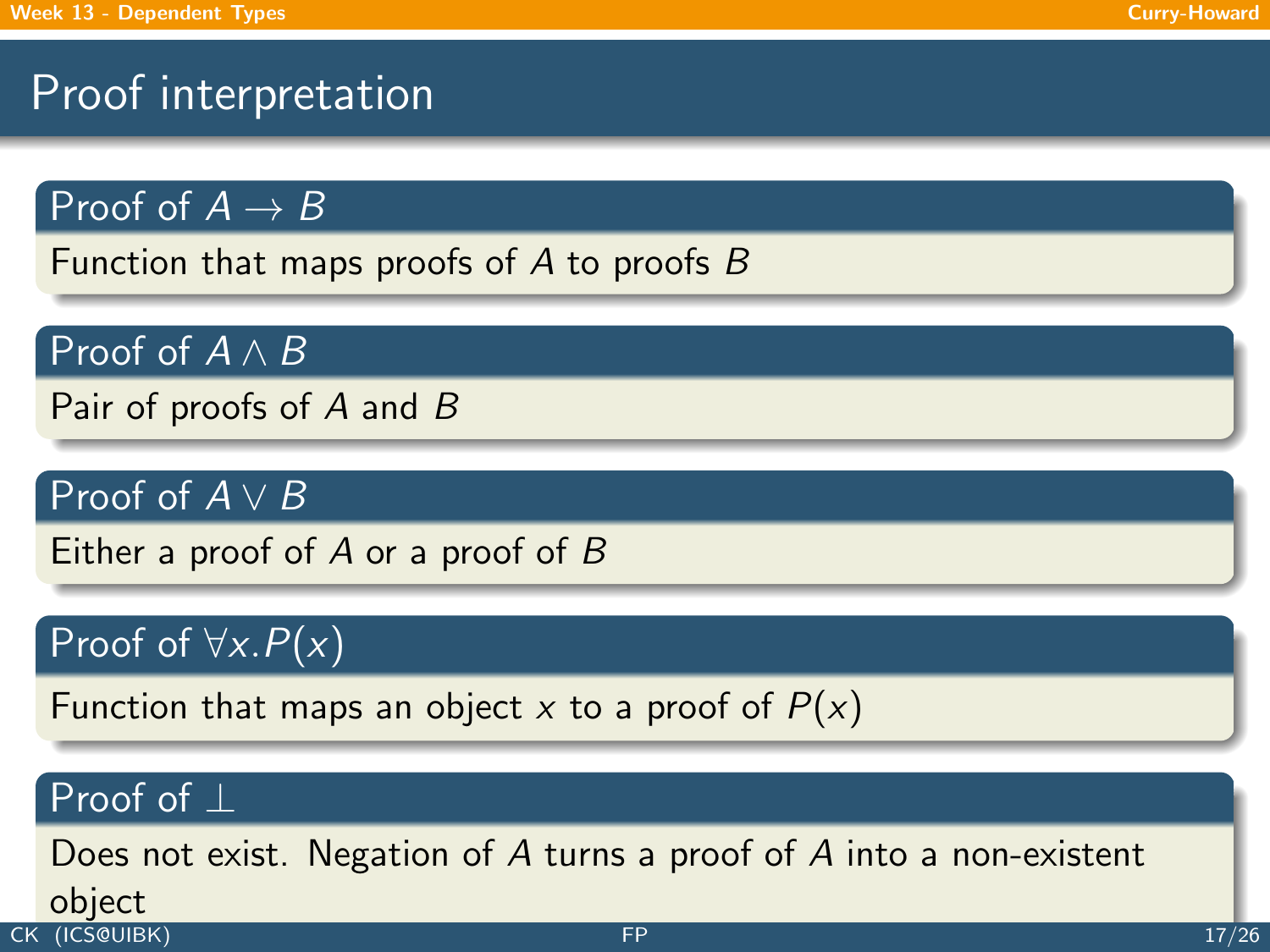# Proof interpretation

### Proof of $A \to B$

Function that maps proofs of $A$ to proofs $B$

### Proof of $A \wedge B$

Pair of proofs of $A$ and $B$

### Proof of $A \vee B$

Either a proof of $A$ or a proof of $B$

### Proof of $\forall x. P(x)$

Function that maps an object $x$ to a proof of $P(x)$

### Proof of $\bot$

Does not exist. Negation of $A$ turns a proof of $A$ into a non-existent object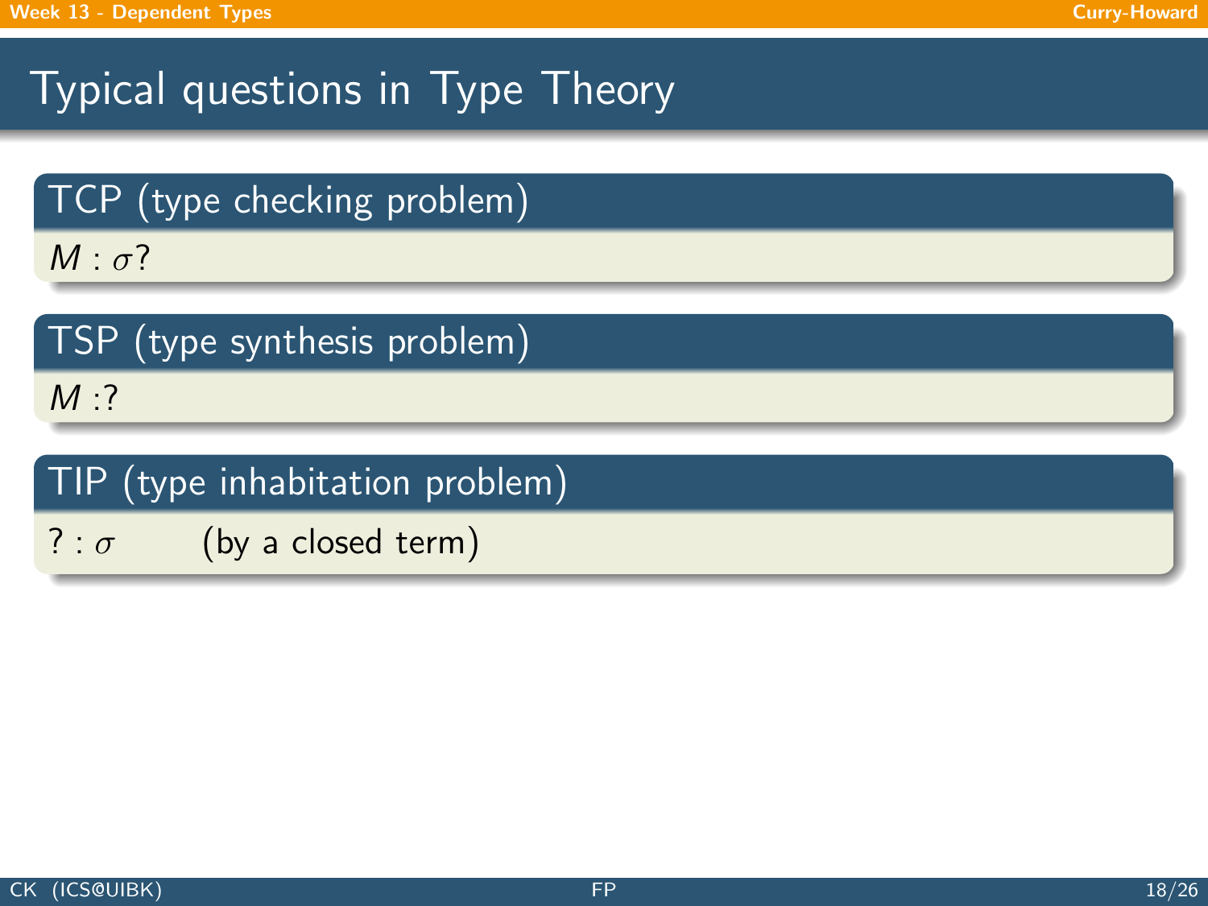# Typical questions in Type Theory

### TCP (type checking problem)

$M : \sigma$?

### TSP (type synthesis problem)

$M :?$

### TIP (type inhabitation problem)

$? : \sigma$ (by a closed term)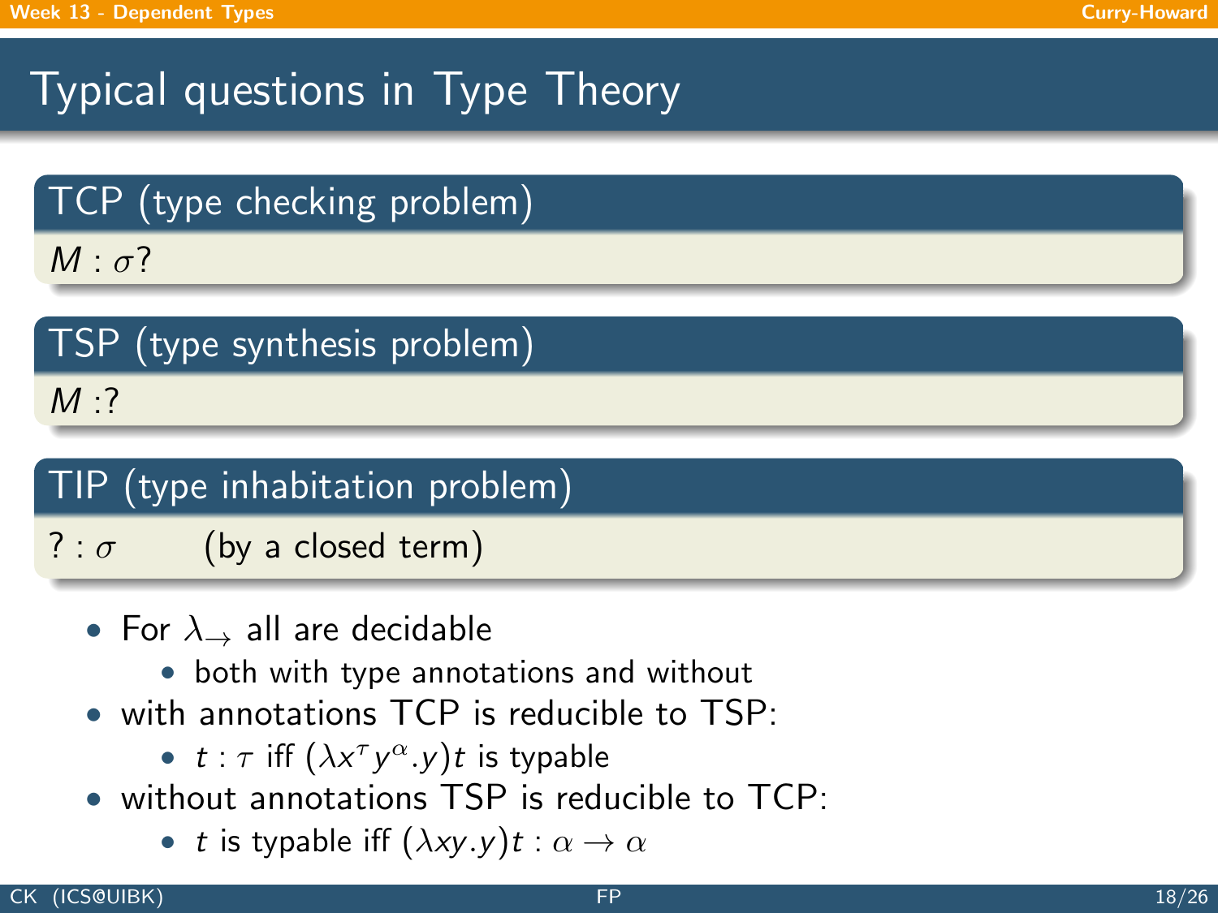# Typical questions in Type Theory

**TCP (type checking problem)**

$M : \sigma$?

**TSP (type synthesis problem)**

$M :?$

**TIP (type inhabitation problem)**

$? : \sigma$ (by a closed term)

- For $\lambda_{\rightarrow}$ all are decidable
  - both with type annotations and without
- with annotations TCP is reducible to TSP:
  - $t : \tau$ iff $(\lambda x^{\tau} y^{\alpha}.y)t$ is typable
- without annotations TSP is reducible to TCP:
  - $t$ is typable iff $(\lambda xy.y)t : \alpha \rightarrow \alpha$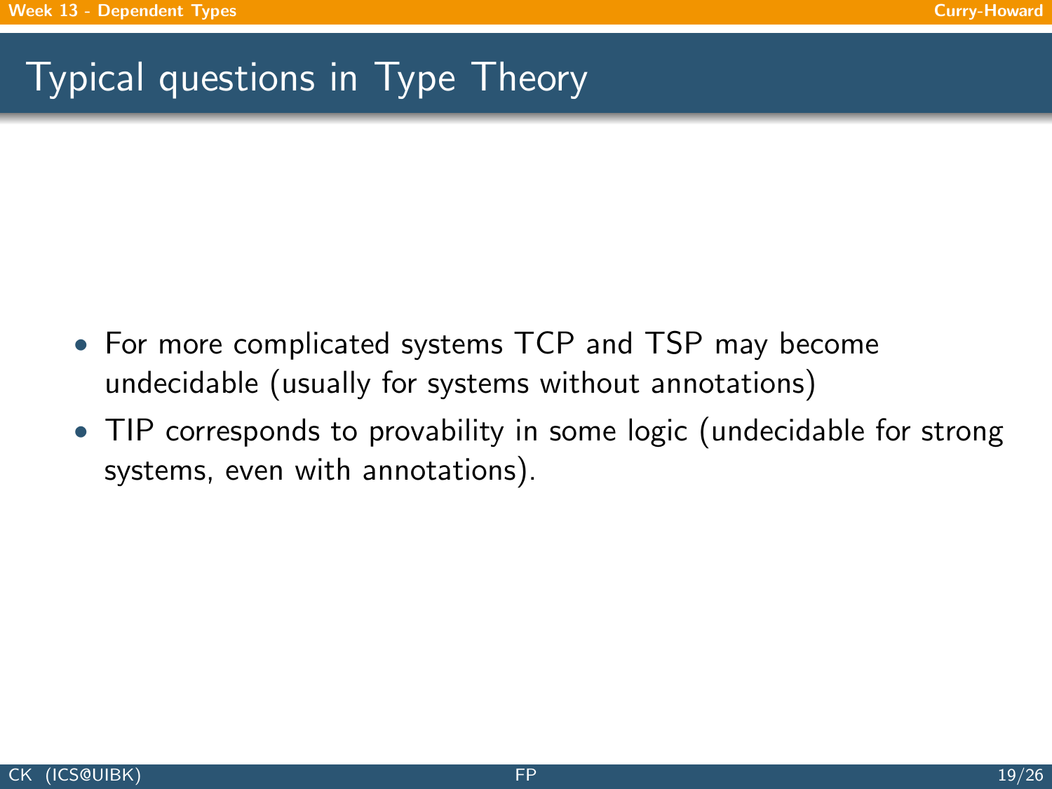# Typical questions in Type Theory

- For more complicated systems TCP and TSP may become undecidable (usually for systems without annotations)
- TIP corresponds to provability in some logic (undecidable for strong systems, even with annotations).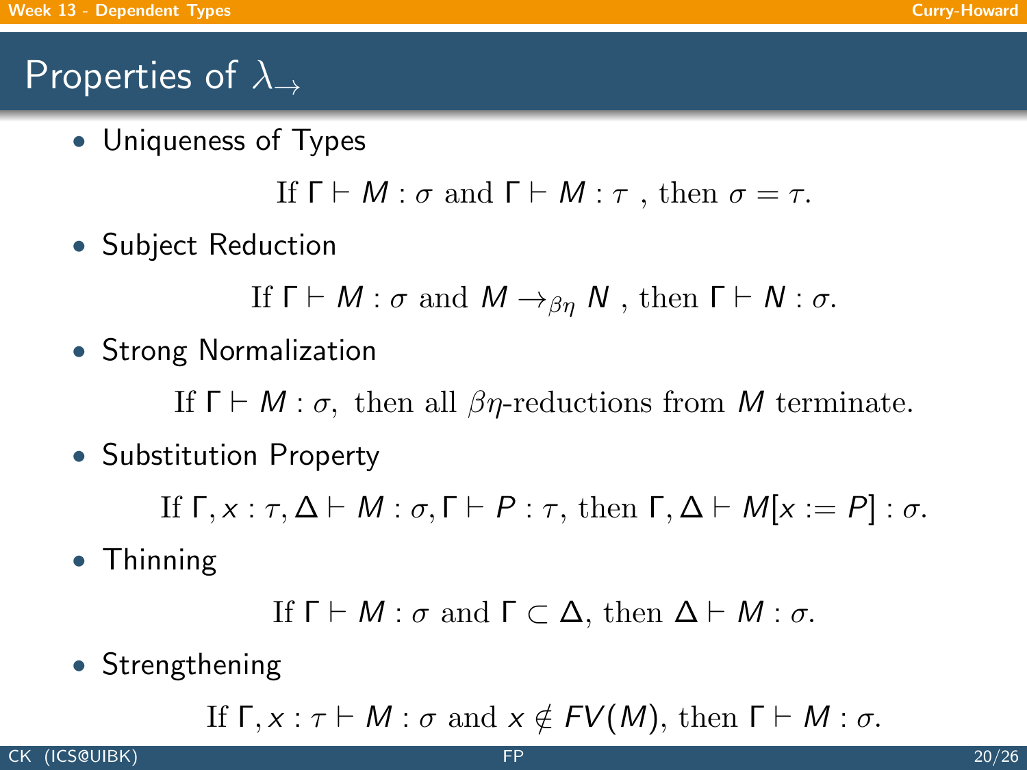# Properties of $\lambda_{\rightarrow}$

- Uniqueness of Types

$$\text{If } \Gamma \vdash M : \sigma \text{ and } \Gamma \vdash M : \tau \text{ , then } \sigma = \tau.$$

- Subject Reduction

$$\text{If } \Gamma \vdash M : \sigma \text{ and } M \rightarrow_{\beta\eta} N \text{ , then } \Gamma \vdash N : \sigma.$$

- Strong Normalization

$$\text{If } \Gamma \vdash M : \sigma, \text{ then all } \beta\eta\text{-reductions from } M \text{ terminate.}$$

- Substitution Property

$$\text{If } \Gamma, x : \tau, \Delta \vdash M : \sigma, \Gamma \vdash P : \tau, \text{ then } \Gamma, \Delta \vdash M[x := P] : \sigma.$$

- Thinning

$$\text{If } \Gamma \vdash M : \sigma \text{ and } \Gamma \subset \Delta, \text{ then } \Delta \vdash M : \sigma.$$

- Strengthening

$$\text{If } \Gamma, x : \tau \vdash M : \sigma \text{ and } x \notin FV(M), \text{ then } \Gamma \vdash M : \sigma.$$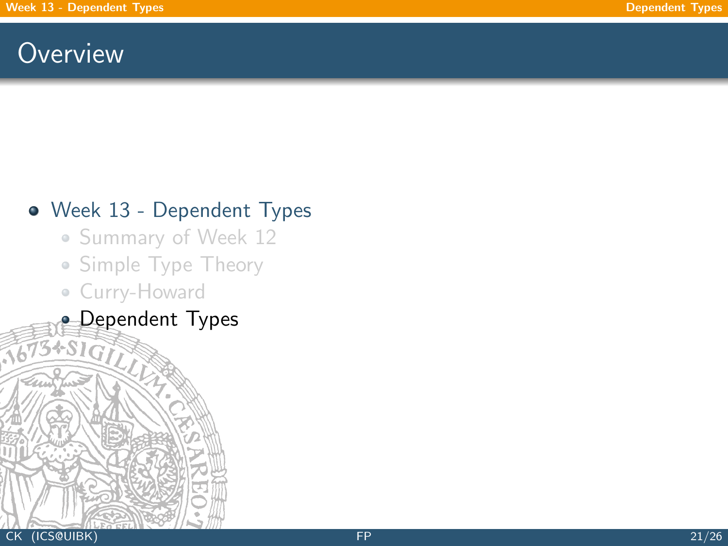# Overview

- Week 13 - Dependent Types
  - Summary of Week 12
  - Simple Type Theory
  - Curry-Howard
  - Dependent Types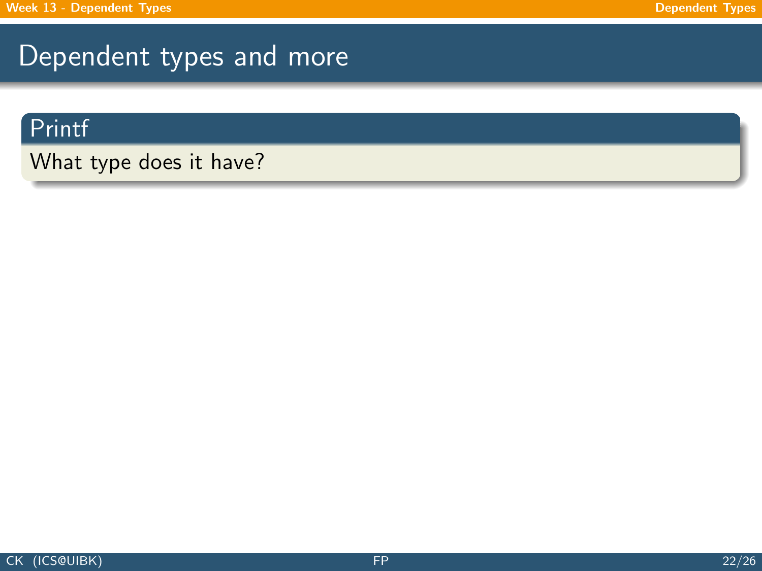# Dependent types and more

## Printf

What type does it have?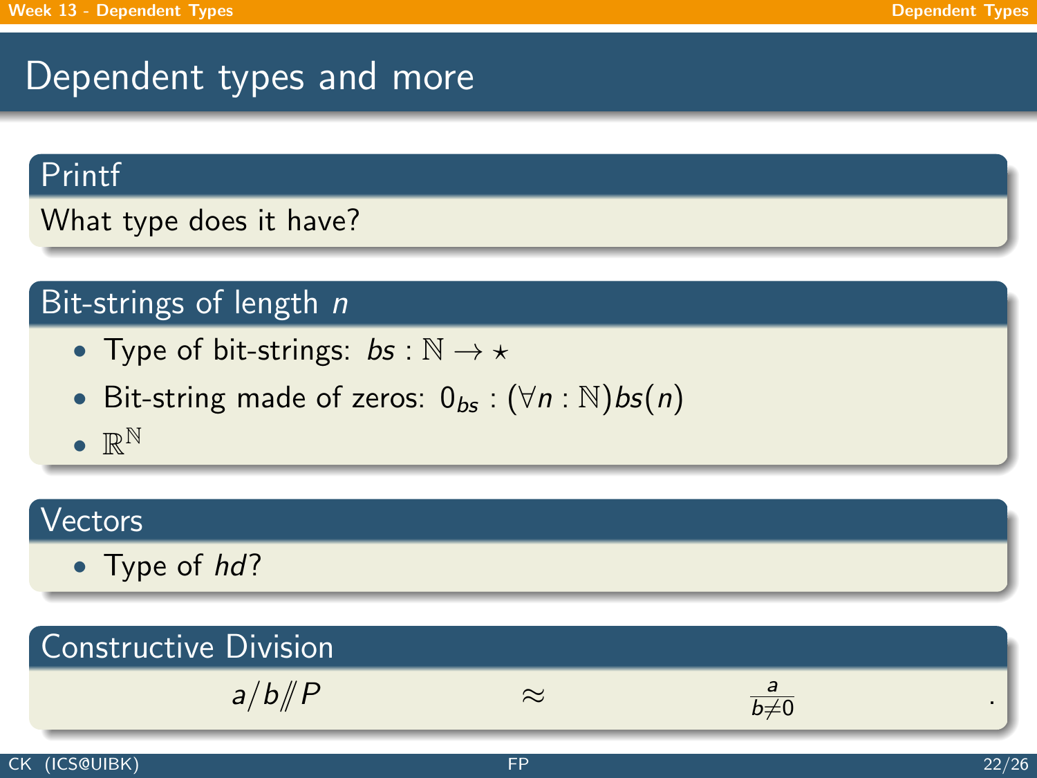# Dependent types and more

## Printf

What type does it have?

## Bit-strings of length $n$

- Type of bit-strings: $bs : \mathbb{N} \to \star$
- Bit-string made of zeros: $0_{bs} : (\forall n : \mathbb{N}) bs(n)$
- $\mathbb{R}^{\mathbb{N}}$

## Vectors

- Type of $hd$?

## Constructive Division

$$a/b /\!\!/ P \qquad \approx \qquad \frac{a}{b \neq 0} \qquad .$$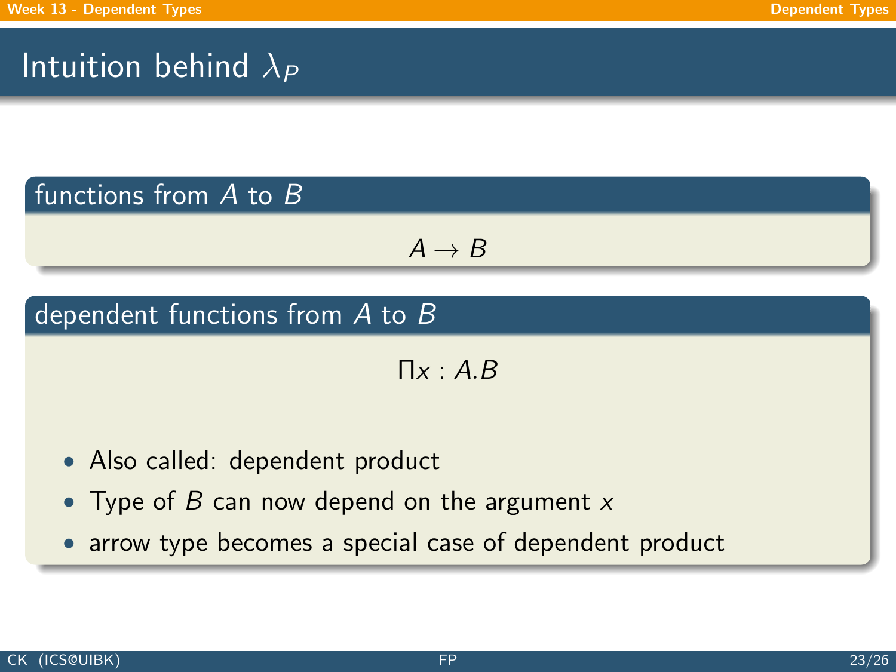# Intuition behind $\lambda_P$

## functions from $A$ to $B$

$$A \to B$$

## dependent functions from $A$ to $B$

$$\Pi x : A.B$$

- Also called: dependent product
- Type of $B$ can now depend on the argument $x$
- arrow type becomes a special case of dependent product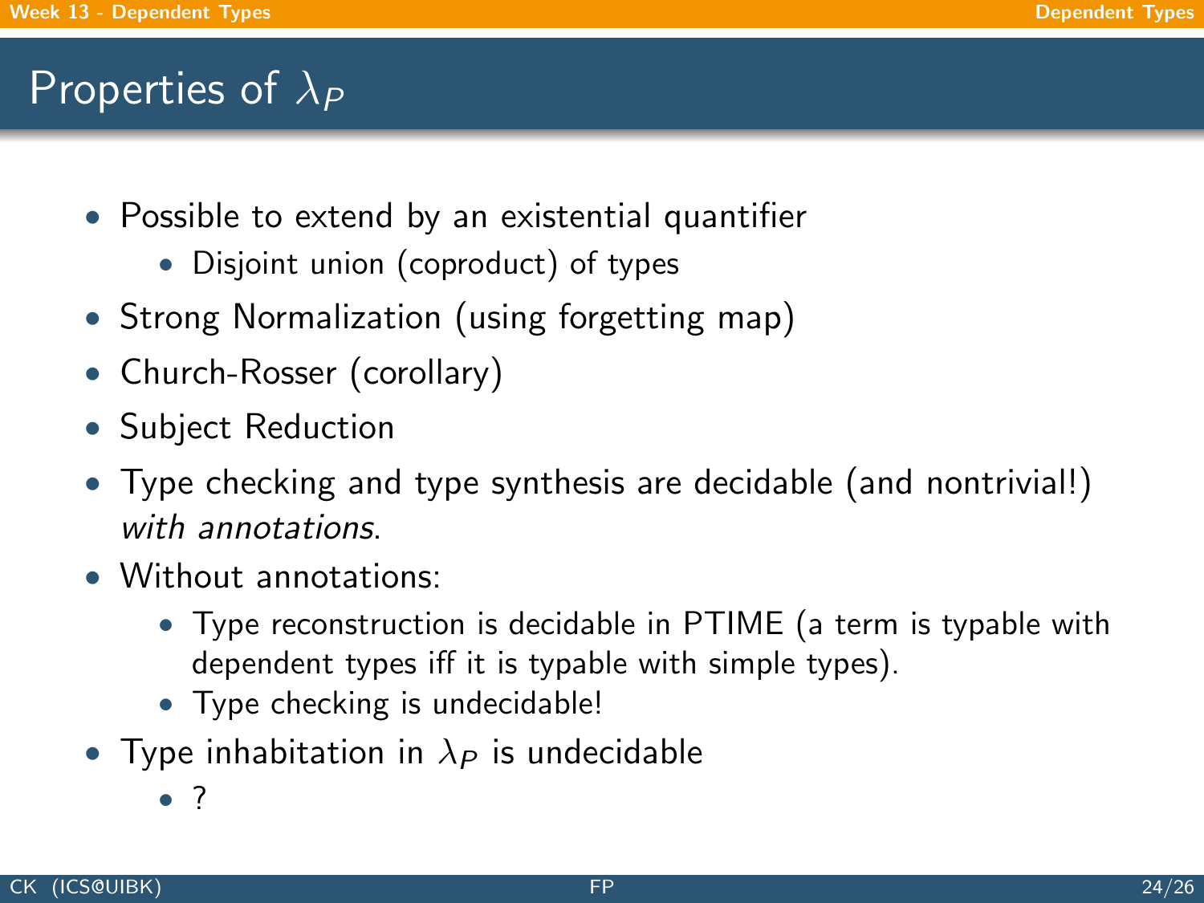# Properties of $\lambda_P$

- Possible to extend by an existential quantifier
  - Disjoint union (coproduct) of types
- Strong Normalization (using forgetting map)
- Church-Rosser (corollary)
- Subject Reduction
- Type checking and type synthesis are decidable (and nontrivial!) *with annotations*.
- Without annotations:
  - Type reconstruction is decidable in PTIME (a term is typable with dependent types iff it is typable with simple types).
  - Type checking is undecidable!
- Type inhabitation in $\lambda_P$ is undecidable
  - ?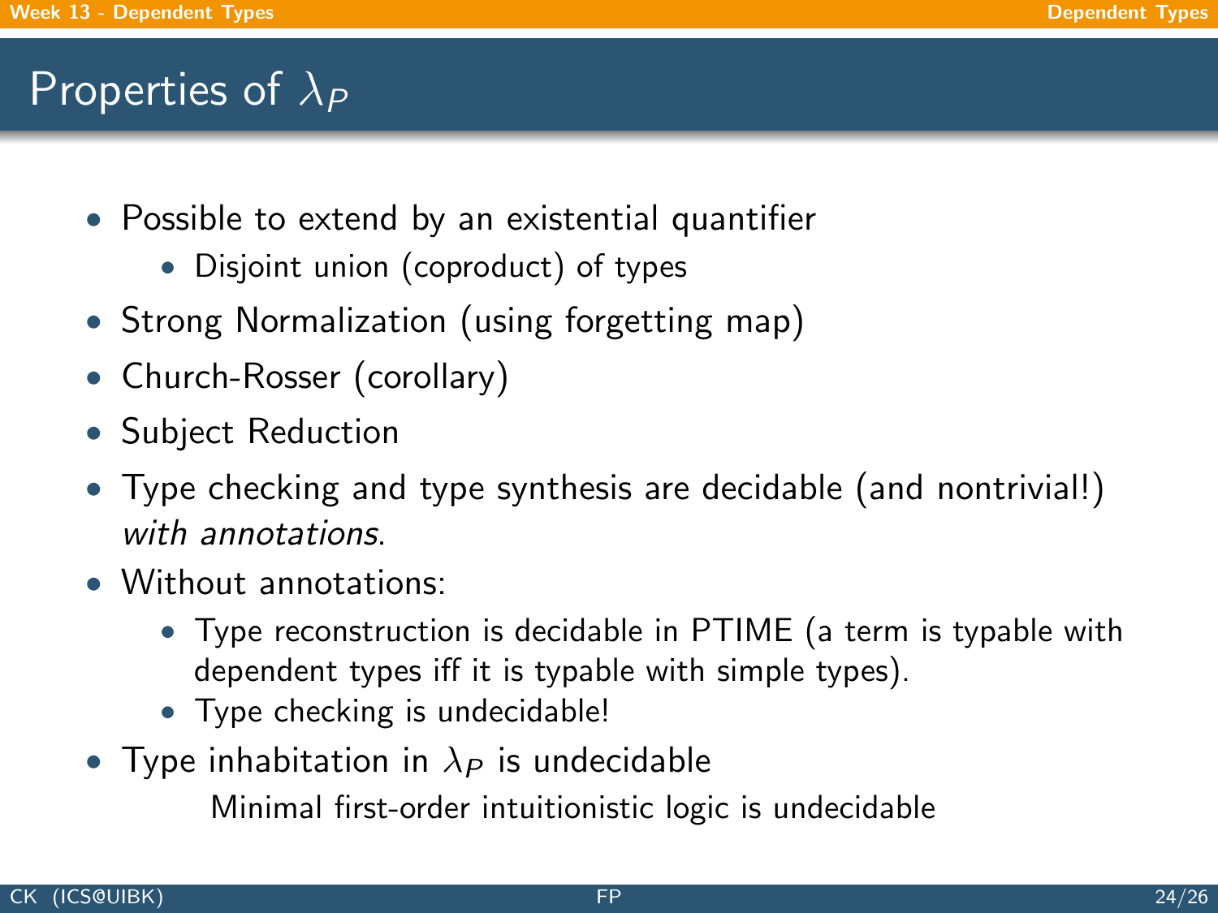# Properties of $\lambda_P$

- Possible to extend by an existential quantifier
  - Disjoint union (coproduct) of types
- Strong Normalization (using forgetting map)
- Church-Rosser (corollary)
- Subject Reduction
- Type checking and type synthesis are decidable (and nontrivial!) *with annotations*.
- Without annotations:
  - Type reconstruction is decidable in PTIME (a term is typable with dependent types iff it is typable with simple types).
  - Type checking is undecidable!
- Type inhabitation in $\lambda_P$ is undecidable

  Minimal first-order intuitionistic logic is undecidable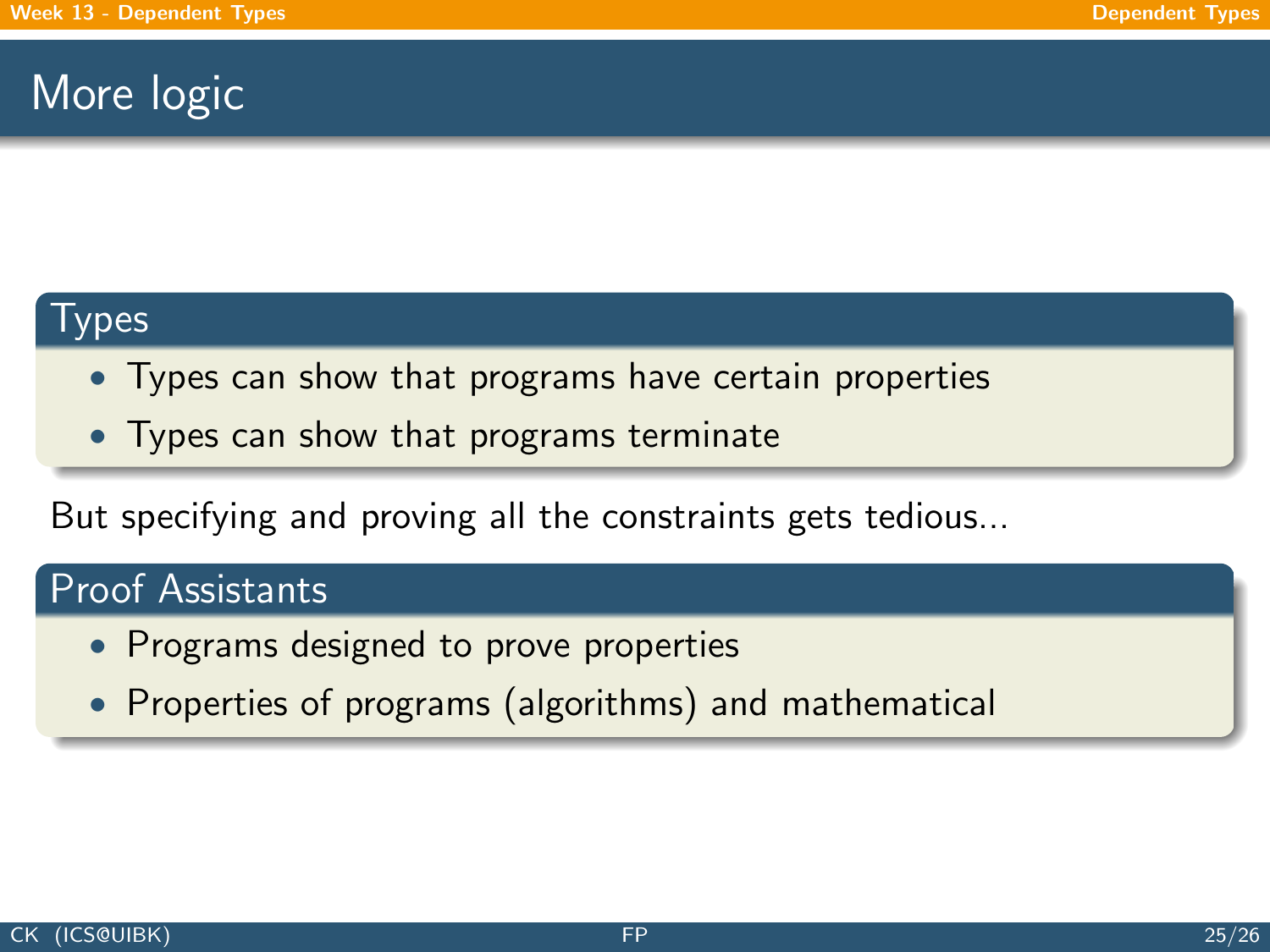# More logic

## Types

- Types can show that programs have certain properties
- Types can show that programs terminate

But specifying and proving all the constraints gets tedious...

## Proof Assistants

- Programs designed to prove properties
- Properties of programs (algorithms) and mathematical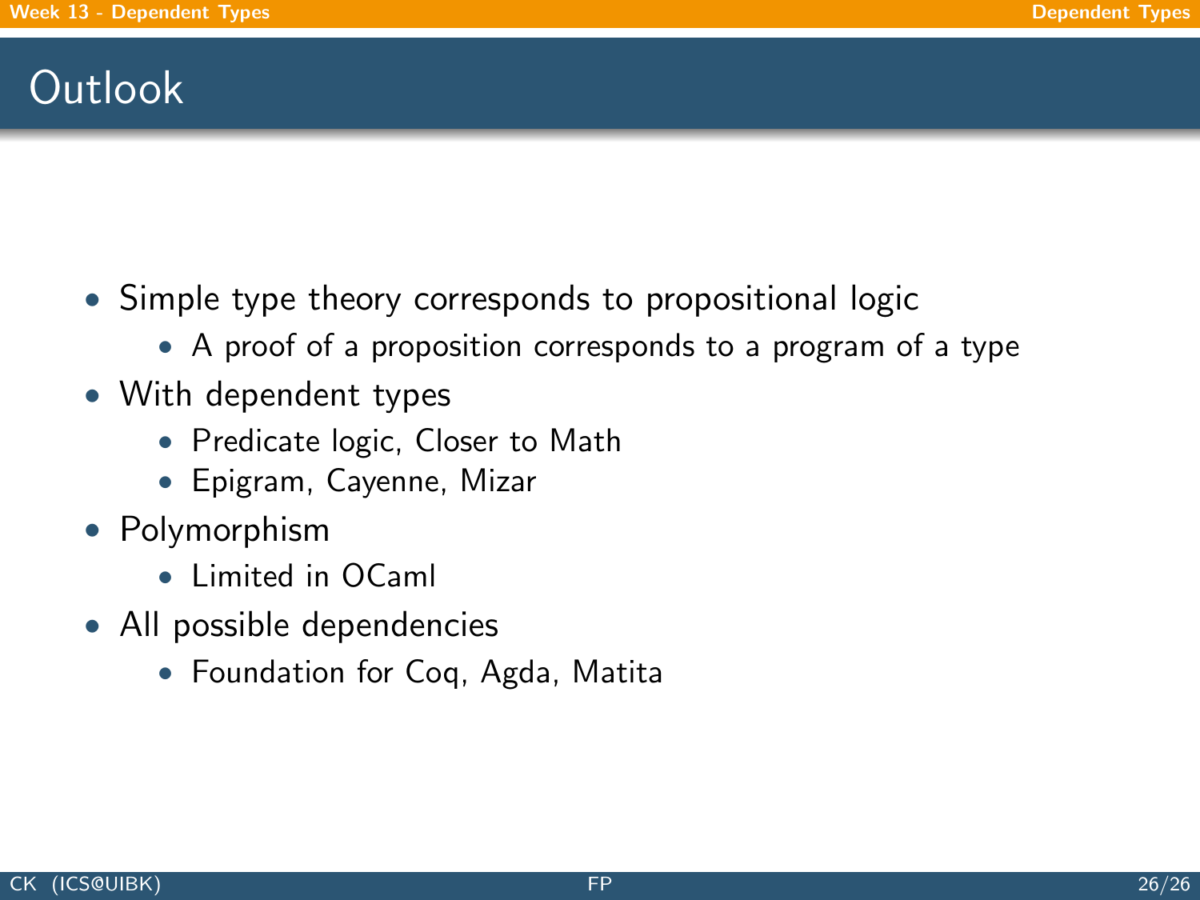# Outlook

- Simple type theory corresponds to propositional logic
  - A proof of a proposition corresponds to a program of a type
- With dependent types
  - Predicate logic, Closer to Math
  - Epigram, Cayenne, Mizar
- Polymorphism
  - Limited in OCaml
- All possible dependencies
  - Foundation for Coq, Agda, Matita